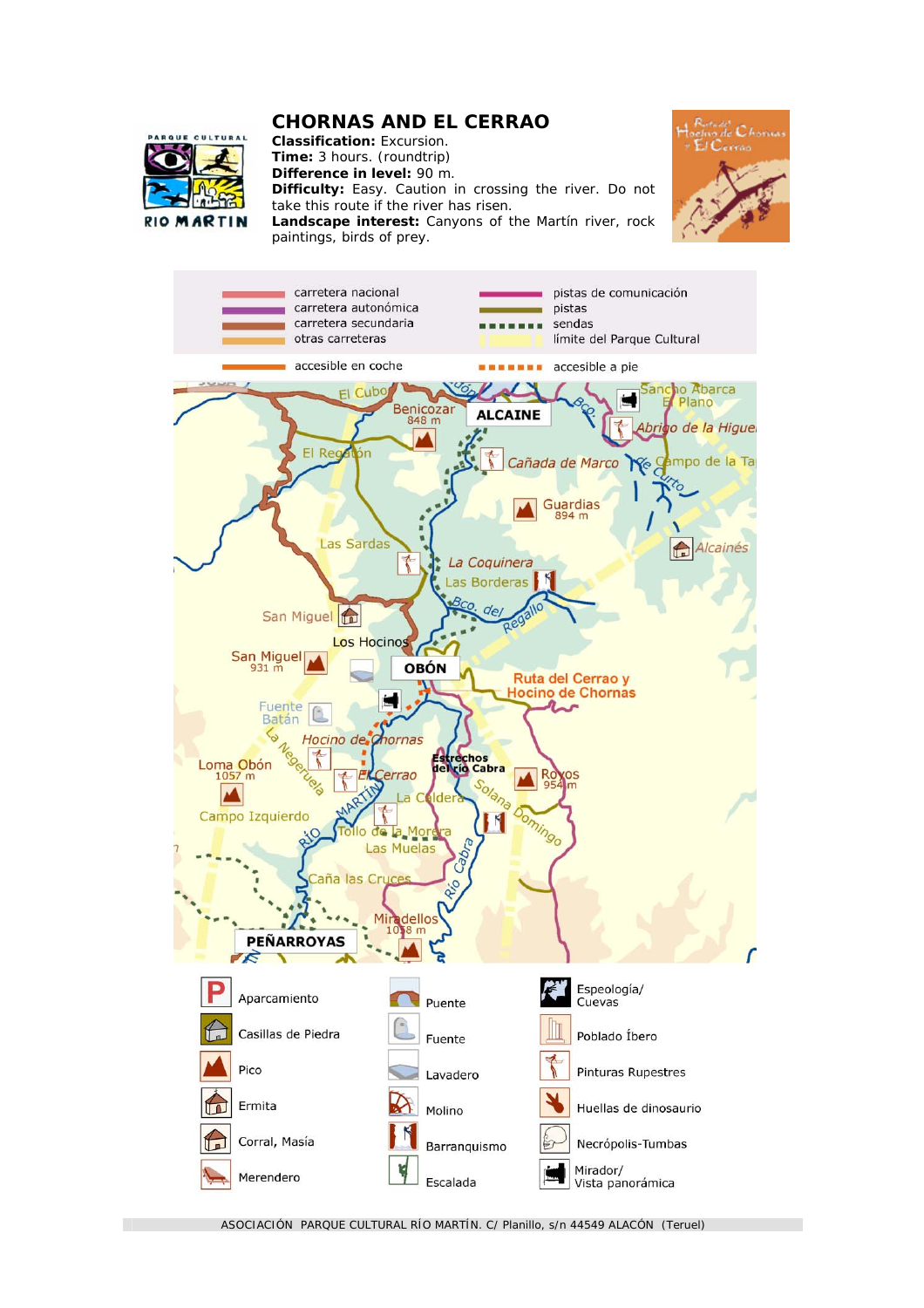# CHORNAS AND EL CERRAO

**Classification:** Excursion.
**Time:** 3 hours. (roundtrip)
**Difference in level:** 90 m.
**Difficulty:** Easy. Caution in crossing the river. Do not take this route if the river has risen.
**Landscape interest:** Canyons of the Martín river, rock paintings, birds of prey.

| | |
|---|---|
| carretera nacional | pistas de comunicación |
| carretera autonómica | pistas |
| carretera secundaria | sendas |
| otras carreteras | límite del Parque Cultural |
| accesible en coche | accesible a pie |

| | | |
|---|---|---|
| Aparcamiento | Puente | Espeología/ Cuevas |
| Casillas de Piedra | Fuente | Poblado Íbero |
| Pico | Lavadero | Pinturas Rupestres |
| Ermita | Molino | Huellas de dinosaurio |
| Corral, Masía | Barranquismo | Necrópolis-Tumbas |
| Merendero | Escalada | Mirador/ Vista panorámica |

ASOCIACIÓN PARQUE CULTURAL RÍO MARTÍN. C/ Planillo, s/n 44549 ALACÓN (Teruel)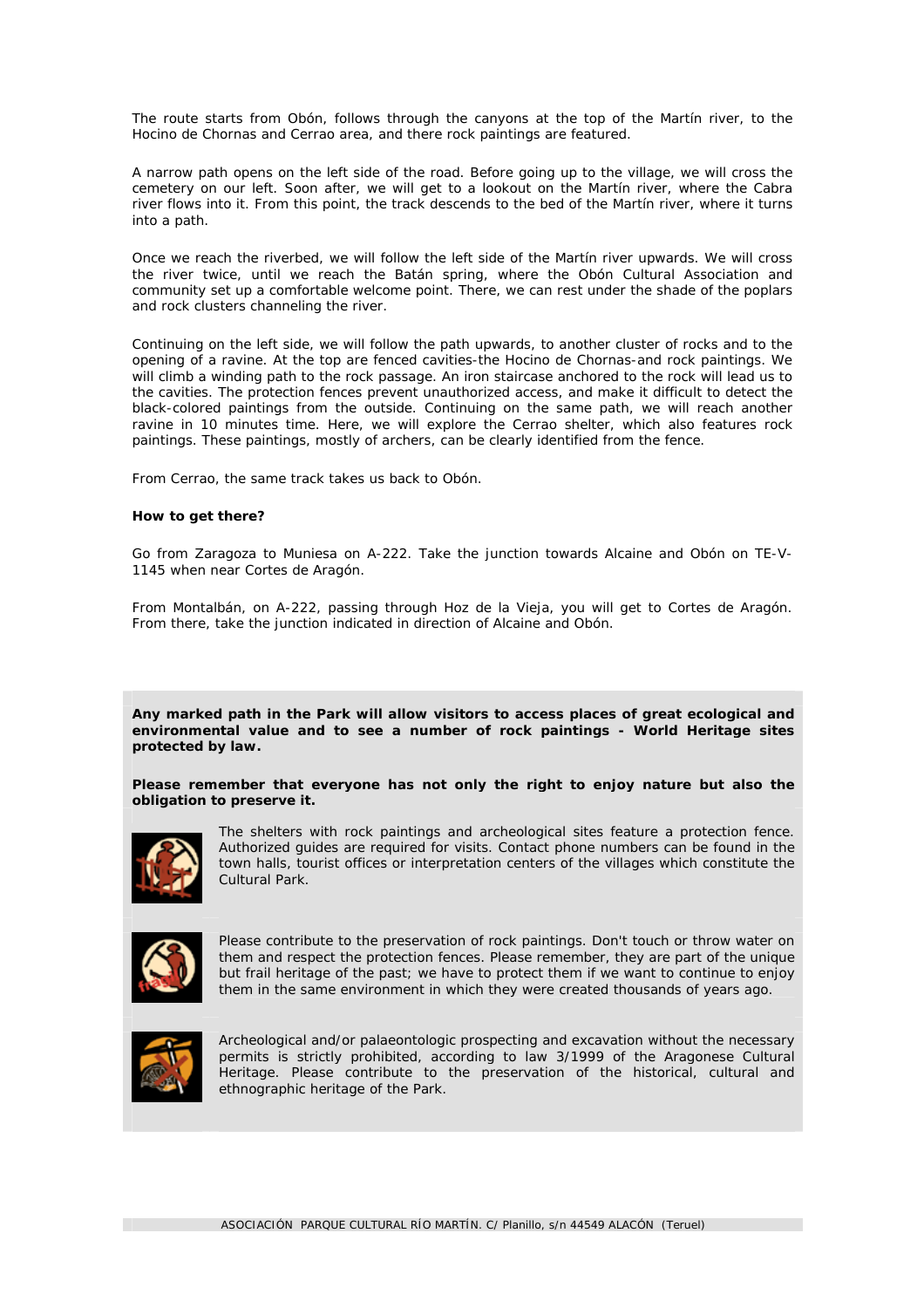The route starts from Obón, follows through the canyons at the top of the Martín river, to the Hocino de Chornas and Cerrao area, and there rock paintings are featured.

A narrow path opens on the left side of the road. Before going up to the village, we will cross the cemetery on our left. Soon after, we will get to a lookout on the Martín river, where the Cabra river flows into it. From this point, the track descends to the bed of the Martín river, where it turns into a path.

Once we reach the riverbed, we will follow the left side of the Martín river upwards. We will cross the river twice, until we reach the Batán spring, where the Obón Cultural Association and community set up a comfortable welcome point. There, we can rest under the shade of the poplars and rock clusters channeling the river.

Continuing on the left side, we will follow the path upwards, to another cluster of rocks and to the opening of a ravine. At the top are fenced cavities-the Hocino de Chornas-and rock paintings. We will climb a winding path to the rock passage. An iron staircase anchored to the rock will lead us to the cavities. The protection fences prevent unauthorized access, and make it difficult to detect the black-colored paintings from the outside. Continuing on the same path, we will reach another ravine in 10 minutes time. Here, we will explore the Cerrao shelter, which also features rock paintings. These paintings, mostly of archers, can be clearly identified from the fence.

From Cerrao, the same track takes us back to Obón.

**How to get there?**

Go from Zaragoza to Muniesa on A-222. Take the junction towards Alcaine and Obón on TE-V-1145 when near Cortes de Aragón.

From Montalbán, on A-222, passing through Hoz de la Vieja, you will get to Cortes de Aragón. From there, take the junction indicated in direction of Alcaine and Obón.

**Any marked path in the Park will allow visitors to access places of great ecological and environmental value and to see a number of rock paintings - World Heritage sites protected by law.**

**Please remember that everyone has not only the right to enjoy nature but also the obligation to preserve it.**

The shelters with rock paintings and archeological sites feature a protection fence. Authorized guides are required for visits. Contact phone numbers can be found in the town halls, tourist offices or interpretation centers of the villages which constitute the Cultural Park.

Please contribute to the preservation of rock paintings. Don't touch or throw water on them and respect the protection fences. Please remember, they are part of the unique but frail heritage of the past; we have to protect them if we want to continue to enjoy them in the same environment in which they were created thousands of years ago.

Archeological and/or palaeontologic prospecting and excavation without the necessary permits is strictly prohibited, according to law 3/1999 of the Aragonese Cultural Heritage. Please contribute to the preservation of the historical, cultural and ethnographic heritage of the Park.

ASOCIACIÓN PARQUE CULTURAL RÍO MARTÍN. C/ Planillo, s/n 44549 ALACÓN (Teruel)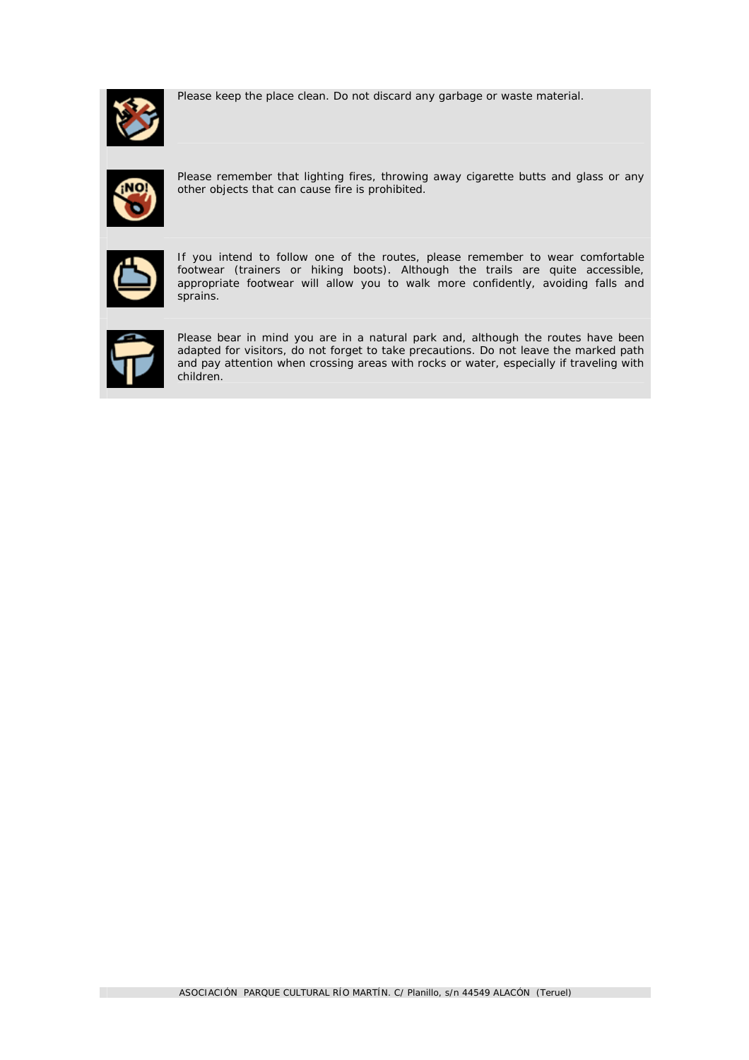Please keep the place clean. Do not discard any garbage or waste material.

Please remember that lighting fires, throwing away cigarette butts and glass or any other objects that can cause fire is prohibited.

If you intend to follow one of the routes, please remember to wear comfortable footwear (trainers or hiking boots). Although the trails are quite accessible, appropriate footwear will allow you to walk more confidently, avoiding falls and sprains.

Please bear in mind you are in a natural park and, although the routes have been adapted for visitors, do not forget to take precautions. Do not leave the marked path and pay attention when crossing areas with rocks or water, especially if traveling with children.